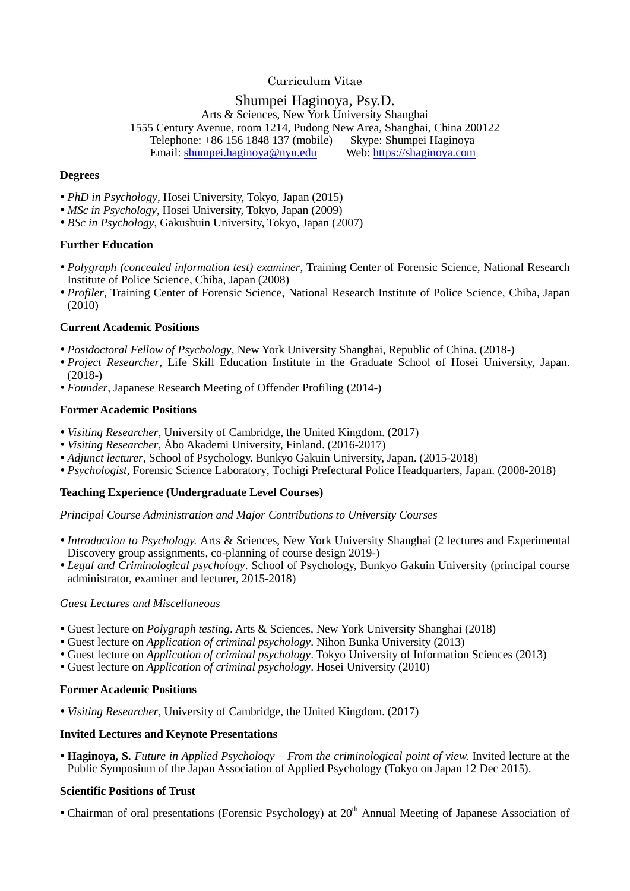Curriculum Vitae

# Shumpei Haginoya, Psy.D.

Arts & Sciences, New York University Shanghai
1555 Century Avenue, room 1214, Pudong New Area, Shanghai, China 200122
Telephone: +86 156 1848 137 (mobile)  Skype: Shumpei Haginoya
Email: shumpei.haginoya@nyu.edu  Web: https://shaginoya.com

## Degrees

- *PhD in Psychology*, Hosei University, Tokyo, Japan (2015)
- *MSc in Psychology*, Hosei University, Tokyo, Japan (2009)
- *BSc in Psychology*, Gakushuin University, Tokyo, Japan (2007)

## Further Education

- *Polygraph (concealed information test) examiner*, Training Center of Forensic Science, National Research Institute of Police Science, Chiba, Japan (2008)
- *Profiler*, Training Center of Forensic Science, National Research Institute of Police Science, Chiba, Japan (2010)

## Current Academic Positions

- *Postdoctoral Fellow of Psychology*, New York University Shanghai, Republic of China. (2018-)
- *Project Researcher*, Life Skill Education Institute in the Graduate School of Hosei University, Japan. (2018-)
- *Founder*, Japanese Research Meeting of Offender Profiling (2014-)

## Former Academic Positions

- *Visiting Researcher*, University of Cambridge, the United Kingdom. (2017)
- *Visiting Researcher*, Åbo Akademi University, Finland. (2016-2017)
- *Adjunct lecturer*, School of Psychology. Bunkyo Gakuin University, Japan. (2015-2018)
- *Psychologist*, Forensic Science Laboratory, Tochigi Prefectural Police Headquarters, Japan. (2008-2018)

## Teaching Experience (Undergraduate Level Courses)

*Principal Course Administration and Major Contributions to University Courses*

- *Introduction to Psychology.* Arts & Sciences, New York University Shanghai (2 lectures and Experimental Discovery group assignments, co-planning of course design 2019-)
- *Legal and Criminological psychology*. School of Psychology, Bunkyo Gakuin University (principal course administrator, examiner and lecturer, 2015-2018)

*Guest Lectures and Miscellaneous*

- Guest lecture on *Polygraph testing*. Arts & Sciences, New York University Shanghai (2018)
- Guest lecture on *Application of criminal psychology*. Nihon Bunka University (2013)
- Guest lecture on *Application of criminal psychology*. Tokyo University of Information Sciences (2013)
- Guest lecture on *Application of criminal psychology*. Hosei University (2010)

## Former Academic Positions

- *Visiting Researcher*, University of Cambridge, the United Kingdom. (2017)

## Invited Lectures and Keynote Presentations

- **Haginoya, S.** *Future in Applied Psychology – From the criminological point of view.* Invited lecture at the Public Symposium of the Japan Association of Applied Psychology (Tokyo on Japan 12 Dec 2015).

## Scientific Positions of Trust

- Chairman of oral presentations (Forensic Psychology) at 20th Annual Meeting of Japanese Association of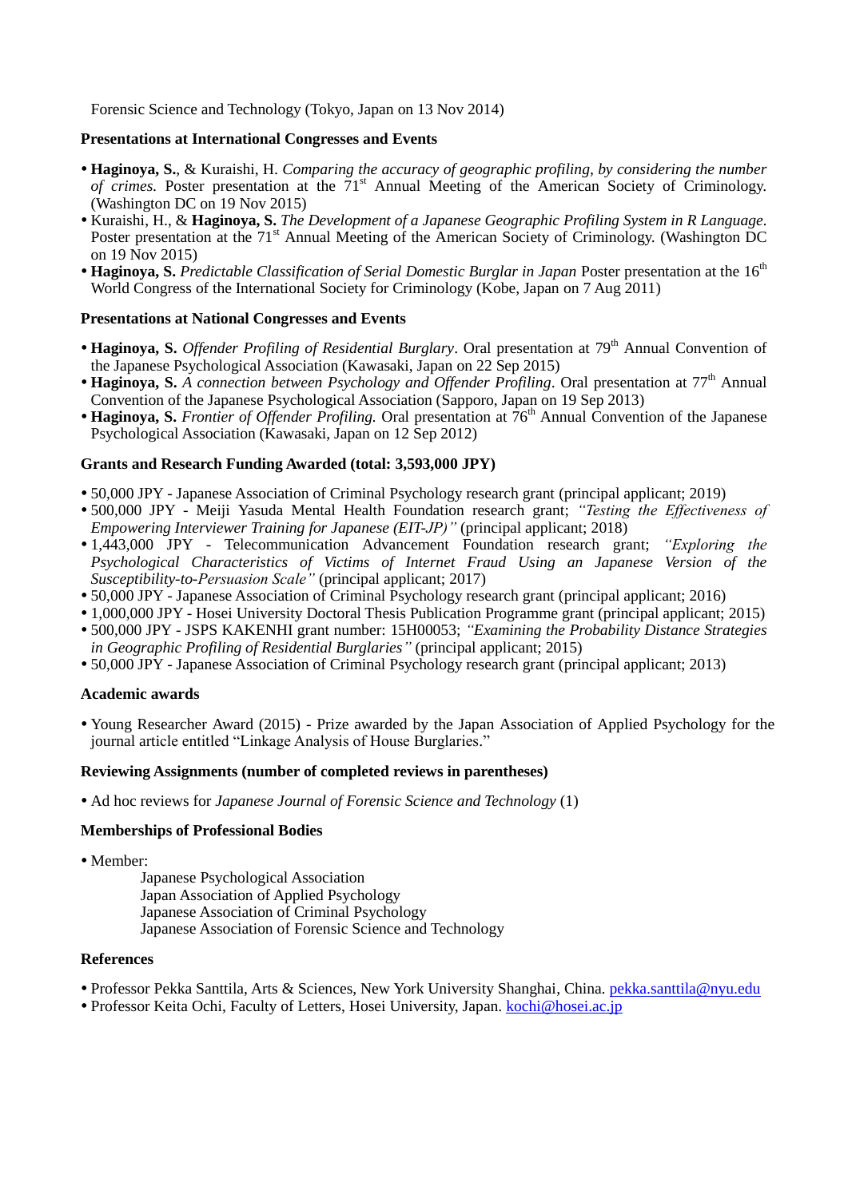Forensic Science and Technology (Tokyo, Japan on 13 Nov 2014)

**Presentations at International Congresses and Events**

- **Haginoya, S.**, & Kuraishi, H. *Comparing the accuracy of geographic profiling, by considering the number of crimes.* Poster presentation at the 71st Annual Meeting of the American Society of Criminology. (Washington DC on 19 Nov 2015)
- Kuraishi, H., & **Haginoya, S.** *The Development of a Japanese Geographic Profiling System in R Language*. Poster presentation at the 71st Annual Meeting of the American Society of Criminology. (Washington DC on 19 Nov 2015)
- **Haginoya, S.** *Predictable Classification of Serial Domestic Burglar in Japan* Poster presentation at the 16th World Congress of the International Society for Criminology (Kobe, Japan on 7 Aug 2011)

**Presentations at National Congresses and Events**

- **Haginoya, S.** *Offender Profiling of Residential Burglary*. Oral presentation at 79th Annual Convention of the Japanese Psychological Association (Kawasaki, Japan on 22 Sep 2015)
- **Haginoya, S.** *A connection between Psychology and Offender Profiling*. Oral presentation at 77th Annual Convention of the Japanese Psychological Association (Sapporo, Japan on 19 Sep 2013)
- **Haginoya, S.** *Frontier of Offender Profiling.* Oral presentation at 76th Annual Convention of the Japanese Psychological Association (Kawasaki, Japan on 12 Sep 2012)

**Grants and Research Funding Awarded (total: 3,593,000 JPY)**

- 50,000 JPY - Japanese Association of Criminal Psychology research grant (principal applicant; 2019)
- 500,000 JPY - Meiji Yasuda Mental Health Foundation research grant; *"Testing the Effectiveness of Empowering Interviewer Training for Japanese (EIT-JP)"* (principal applicant; 2018)
- 1,443,000 JPY - Telecommunication Advancement Foundation research grant; *"Exploring the Psychological Characteristics of Victims of Internet Fraud Using an Japanese Version of the Susceptibility-to-Persuasion Scale"* (principal applicant; 2017)
- 50,000 JPY - Japanese Association of Criminal Psychology research grant (principal applicant; 2016)
- 1,000,000 JPY - Hosei University Doctoral Thesis Publication Programme grant (principal applicant; 2015)
- 500,000 JPY - JSPS KAKENHI grant number: 15H00053; *"Examining the Probability Distance Strategies in Geographic Profiling of Residential Burglaries"* (principal applicant; 2015)
- 50,000 JPY - Japanese Association of Criminal Psychology research grant (principal applicant; 2013)

**Academic awards**

- Young Researcher Award (2015) - Prize awarded by the Japan Association of Applied Psychology for the journal article entitled "Linkage Analysis of House Burglaries."

**Reviewing Assignments (number of completed reviews in parentheses)**

- Ad hoc reviews for *Japanese Journal of Forensic Science and Technology* (1)

**Memberships of Professional Bodies**

- Member:
  - Japanese Psychological Association
  - Japan Association of Applied Psychology
  - Japanese Association of Criminal Psychology
  - Japanese Association of Forensic Science and Technology

**References**

- Professor Pekka Santtila, Arts & Sciences, New York University Shanghai, China. pekka.santtila@nyu.edu
- Professor Keita Ochi, Faculty of Letters, Hosei University, Japan. kochi@hosei.ac.jp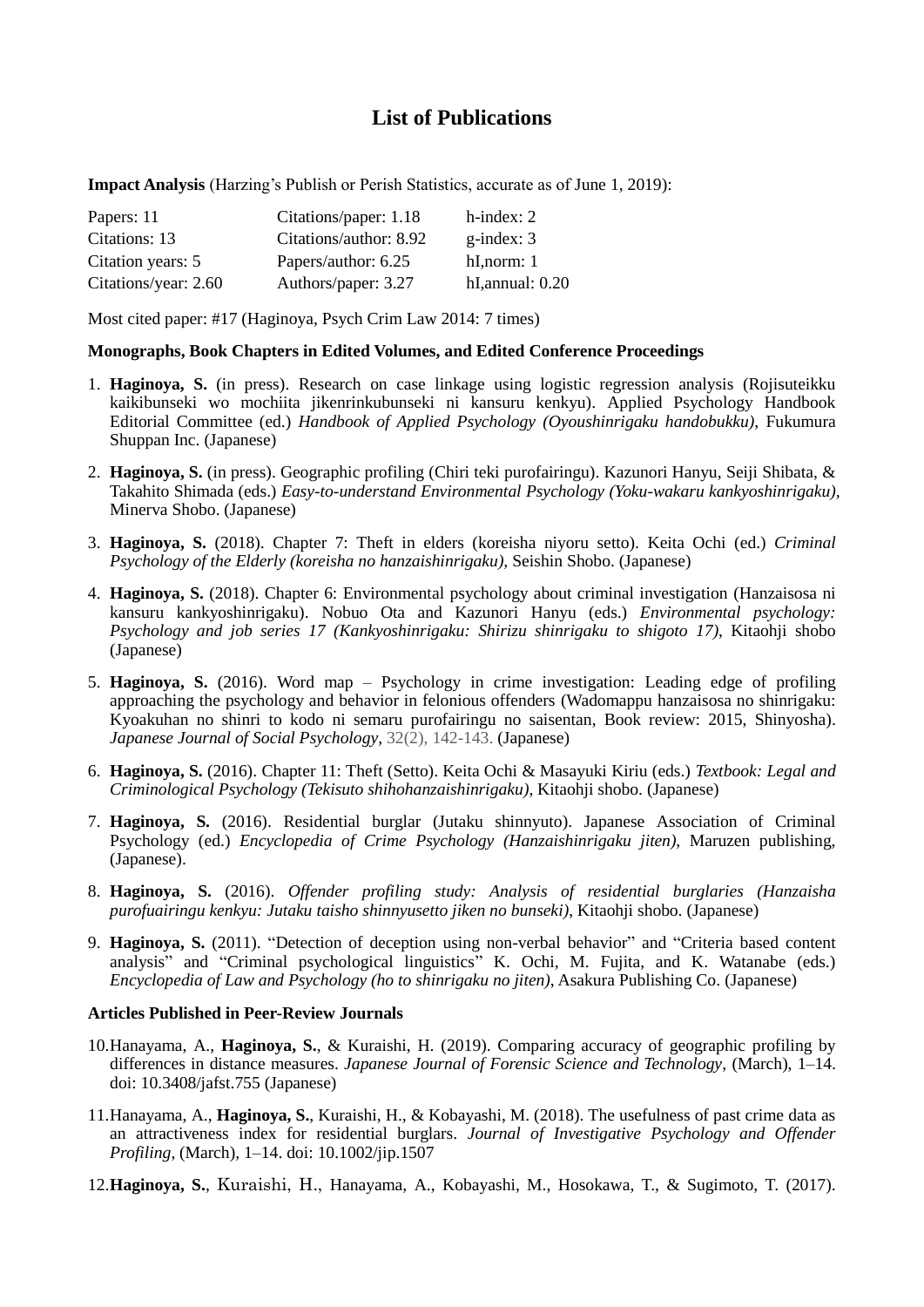# List of Publications

**Impact Analysis** (Harzing's Publish or Perish Statistics, accurate as of June 1, 2019):

| | | |
|---|---|---|
| Papers: 11 | Citations/paper: 1.18 | h-index: 2 |
| Citations: 13 | Citations/author: 8.92 | g-index: 3 |
| Citation years: 5 | Papers/author: 6.25 | hI,norm: 1 |
| Citations/year: 2.60 | Authors/paper: 3.27 | hI,annual: 0.20 |

Most cited paper: #17 (Haginoya, Psych Crim Law 2014: 7 times)

**Monographs, Book Chapters in Edited Volumes, and Edited Conference Proceedings**

1. **Haginoya, S.** (in press). Research on case linkage using logistic regression analysis (Rojisuteikku kaikibunseki wo mochiita jikenrinkubunseki ni kansuru kenkyu). Applied Psychology Handbook Editorial Committee (ed.) *Handbook of Applied Psychology (Oyoushinrigaku handobukku)*, Fukumura Shuppan Inc. (Japanese)

2. **Haginoya, S.** (in press). Geographic profiling (Chiri teki purofairingu). Kazunori Hanyu, Seiji Shibata, & Takahito Shimada (eds.) *Easy-to-understand Environmental Psychology (Yoku-wakaru kankyoshinrigaku)*, Minerva Shobo. (Japanese)

3. **Haginoya, S.** (2018). Chapter 7: Theft in elders (koreisha niyoru setto). Keita Ochi (ed.) *Criminal Psychology of the Elderly (koreisha no hanzaishinrigaku),* Seishin Shobo. (Japanese)

4. **Haginoya, S.** (2018). Chapter 6: Environmental psychology about criminal investigation (Hanzaisosa ni kansuru kankyoshinrigaku). Nobuo Ota and Kazunori Hanyu (eds.) *Environmental psychology: Psychology and job series 17 (Kankyoshinrigaku: Shirizu shinrigaku to shigoto 17)*, Kitaohji shobo (Japanese)

5. **Haginoya, S.** (2016). Word map – Psychology in crime investigation: Leading edge of profiling approaching the psychology and behavior in felonious offenders (Wadomappu hanzaisosa no shinrigaku: Kyoakuhan no shinri to kodo ni semaru purofairingu no saisentan, Book review: 2015, Shinyosha). *Japanese Journal of Social Psychology*, 32(2), 142-143. (Japanese)

6. **Haginoya, S.** (2016). Chapter 11: Theft (Setto). Keita Ochi & Masayuki Kiriu (eds.) *Textbook: Legal and Criminological Psychology (Tekisuto shihohanzaishinrigaku)*, Kitaohji shobo. (Japanese)

7. **Haginoya, S.** (2016). Residential burglar (Jutaku shinnyuto). Japanese Association of Criminal Psychology (ed.) *Encyclopedia of Crime Psychology (Hanzaishinrigaku jiten)*, Maruzen publishing, (Japanese).

8. **Haginoya, S.** (2016). *Offender profiling study: Analysis of residential burglaries (Hanzaisha purofuairingu kenkyu: Jutaku taisho shinnyusetto jiken no bunseki)*, Kitaohji shobo. (Japanese)

9. **Haginoya, S.** (2011). "Detection of deception using non-verbal behavior" and "Criteria based content analysis" and "Criminal psychological linguistics" K. Ochi, M. Fujita, and K. Watanabe (eds.) *Encyclopedia of Law and Psychology (ho to shinrigaku no jiten)*, Asakura Publishing Co. (Japanese)

**Articles Published in Peer-Review Journals**

10. Hanayama, A., **Haginoya, S.**, & Kuraishi, H. (2019). Comparing accuracy of geographic profiling by differences in distance measures. *Japanese Journal of Forensic Science and Technology*, (March), 1–14. doi: 10.3408/jafst.755 (Japanese)

11. Hanayama, A., **Haginoya, S.**, Kuraishi, H., & Kobayashi, M. (2018). The usefulness of past crime data as an attractiveness index for residential burglars. *Journal of Investigative Psychology and Offender Profiling*, (March), 1–14. doi: 10.1002/jip.1507

12. **Haginoya, S.**, Kuraishi, H., Hanayama, A., Kobayashi, M., Hosokawa, T., & Sugimoto, T. (2017).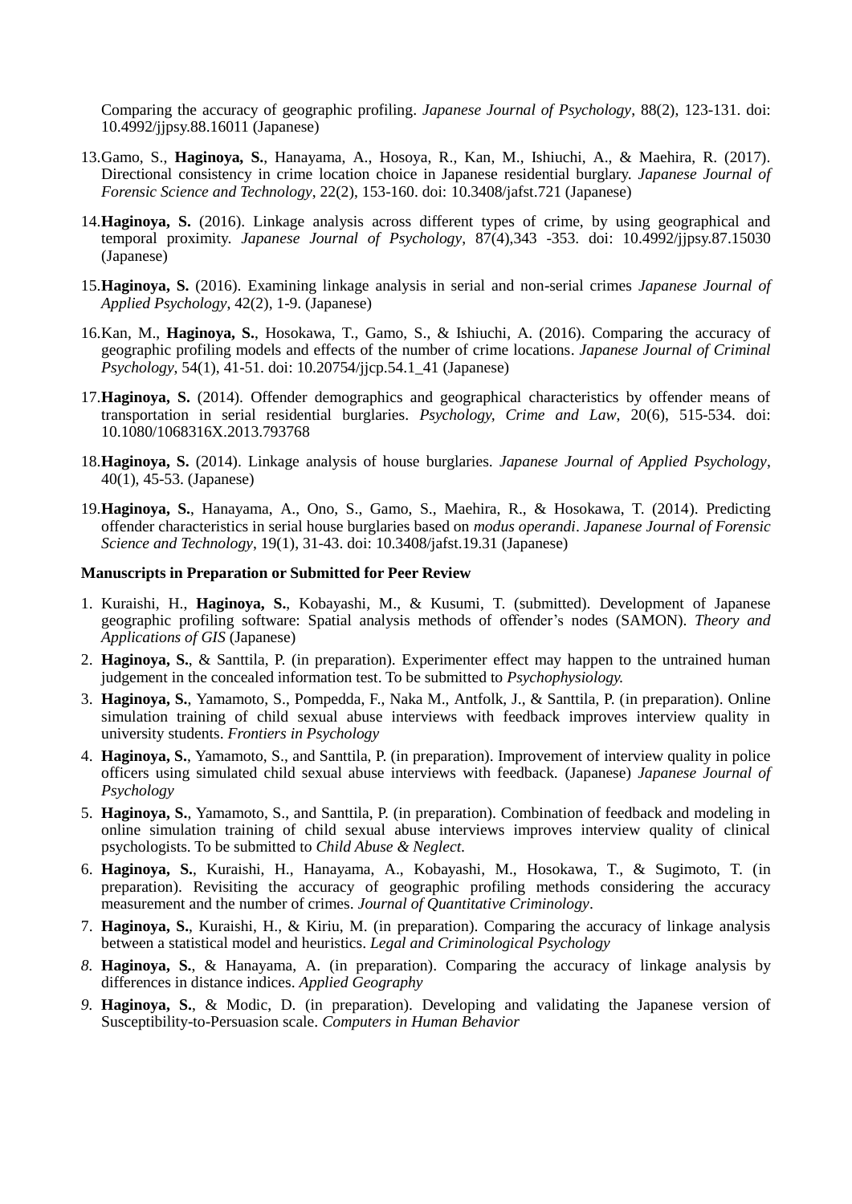Comparing the accuracy of geographic profiling. *Japanese Journal of Psychology*, 88(2), 123-131. doi: 10.4992/jjpsy.88.16011 (Japanese)

13. Gamo, S., **Haginoya, S.**, Hanayama, A., Hosoya, R., Kan, M., Ishiuchi, A., & Maehira, R. (2017). Directional consistency in crime location choice in Japanese residential burglary. *Japanese Journal of Forensic Science and Technology*, 22(2), 153-160. doi: 10.3408/jafst.721 (Japanese)
14. **Haginoya, S.** (2016). Linkage analysis across different types of crime, by using geographical and temporal proximity. *Japanese Journal of Psychology*, 87(4),343 -353. doi: 10.4992/jjpsy.87.15030 (Japanese)
15. **Haginoya, S.** (2016). Examining linkage analysis in serial and non-serial crimes *Japanese Journal of Applied Psychology*, 42(2), 1-9. (Japanese)
16. Kan, M., **Haginoya, S.**, Hosokawa, T., Gamo, S., & Ishiuchi, A. (2016). Comparing the accuracy of geographic profiling models and effects of the number of crime locations. *Japanese Journal of Criminal Psychology*, 54(1), 41-51. doi: 10.20754/jjcp.54.1_41 (Japanese)
17. **Haginoya, S.** (2014). Offender demographics and geographical characteristics by offender means of transportation in serial residential burglaries. *Psychology, Crime and Law*, 20(6), 515-534. doi: 10.1080/1068316X.2013.793768
18. **Haginoya, S.** (2014). Linkage analysis of house burglaries. *Japanese Journal of Applied Psychology*, 40(1), 45-53. (Japanese)
19. **Haginoya, S.**, Hanayama, A., Ono, S., Gamo, S., Maehira, R., & Hosokawa, T. (2014). Predicting offender characteristics in serial house burglaries based on *modus operandi*. *Japanese Journal of Forensic Science and Technology*, 19(1), 31-43. doi: 10.3408/jafst.19.31 (Japanese)

**Manuscripts in Preparation or Submitted for Peer Review**

1. Kuraishi, H., **Haginoya, S.**, Kobayashi, M., & Kusumi, T. (submitted). Development of Japanese geographic profiling software: Spatial analysis methods of offender's nodes (SAMON). *Theory and Applications of GIS* (Japanese)
2. **Haginoya, S.**, & Santtila, P. (in preparation). Experimenter effect may happen to the untrained human judgement in the concealed information test. To be submitted to *Psychophysiology.*
3. **Haginoya, S.**, Yamamoto, S., Pompedda, F., Naka M., Antfolk, J., & Santtila, P. (in preparation). Online simulation training of child sexual abuse interviews with feedback improves interview quality in university students. *Frontiers in Psychology*
4. **Haginoya, S.**, Yamamoto, S., and Santtila, P. (in preparation). Improvement of interview quality in police officers using simulated child sexual abuse interviews with feedback. (Japanese) *Japanese Journal of Psychology*
5. **Haginoya, S.**, Yamamoto, S., and Santtila, P. (in preparation). Combination of feedback and modeling in online simulation training of child sexual abuse interviews improves interview quality of clinical psychologists. To be submitted to *Child Abuse & Neglect.*
6. **Haginoya, S.**, Kuraishi, H., Hanayama, A., Kobayashi, M., Hosokawa, T., & Sugimoto, T. (in preparation). Revisiting the accuracy of geographic profiling methods considering the accuracy measurement and the number of crimes. *Journal of Quantitative Criminology*.
7. **Haginoya, S.**, Kuraishi, H., & Kiriu, M. (in preparation). Comparing the accuracy of linkage analysis between a statistical model and heuristics. *Legal and Criminological Psychology*
8. **Haginoya, S.**, & Hanayama, A. (in preparation). Comparing the accuracy of linkage analysis by differences in distance indices. *Applied Geography*
9. **Haginoya, S.**, & Modic, D. (in preparation). Developing and validating the Japanese version of Susceptibility-to-Persuasion scale. *Computers in Human Behavior*